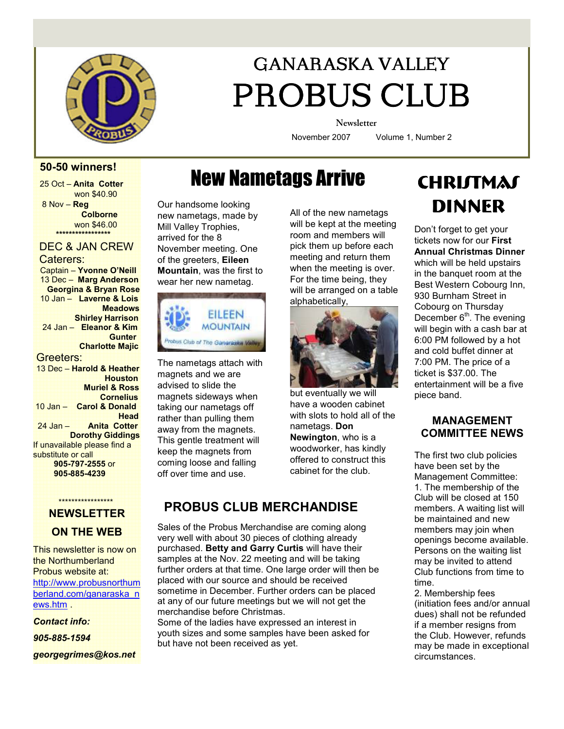# GANARASKA VALLEY PROBUS CLUB

Newsletter

November 2007 Volume 1, Number 2

## 50-50 winners!

25 Oct – **Anita Cotter** won $40.90

8 Nov – **Reg Colborne** won $46.00

*****************

### DEC & JAN CREW

Caterers:

Captain – **Yvonne O'Neill**

13 Dec – **Marg Anderson**, **Georgina & Bryan Rose**

10 Jan – **Laverne & Lois Meadows**, **Shirley Harrison**

24 Jan – **Eleanor & Kim Gunter**, **Charlotte Majic**

Greeters:

13 Dec – **Harold & Heather Houston**, **Muriel & Ross Cornelius**

10 Jan – **Carol & Donald Head**

24 Jan – **Anita Cotter**, **Dorothy Giddings**

If unavailable please find a substitute or call **905-797-2555** or **905-885-4239**

*****************

### NEWSLETTER ON THE WEB

This newsletter is now on the Northumberland Probus website at: http://www.probusnorthumberland.com/ganaraska_news.htm .

***Contact info:***

***905-885-1594***

***georgegrimes@kos.net***

# New Nametags Arrive

Our handsome looking new nametags, made by Mill Valley Trophies, arrived for the 8 November meeting. One of the greeters, **Eileen Mountain**, was the first to wear her new nametag.

The nametags attach with magnets and we are advised to slide the magnets sideways when taking our nametags off rather than pulling them away from the magnets. This gentle treatment will keep the magnets from coming loose and falling off over time and use.

All of the new nametags will be kept at the meeting room and members will pick them up before each meeting and return them when the meeting is over. For the time being, they will be arranged on a table alphabetically, but eventually we will have a wooden cabinet with slots to hold all of the nametags. **Don Newington**, who is a woodworker, has kindly offered to construct this cabinet for the club.

## PROBUS CLUB MERCHANDISE

Sales of the Probus Merchandise are coming along very well with about 30 pieces of clothing already purchased. **Betty and Garry Curtis** will have their samples at the Nov. 22 meeting and will be taking further orders at that time. One large order will then be placed with our source and should be received sometime in December. Further orders can be placed at any of our future meetings but we will not get the merchandise before Christmas.

Some of the ladies have expressed an interest in youth sizes and some samples have been asked for but have not been received as yet.

# CHRISTMAS DINNER

Don't forget to get your tickets now for our **First Annual Christmas Dinner** which will be held upstairs in the banquet room at the Best Western Cobourg Inn, 930 Burnham Street in Cobourg on Thursday December 6th. The evening will begin with a cash bar at 6:00 PM followed by a hot and cold buffet dinner at 7:00 PM. The price of a ticket is $37.00. The entertainment will be a five piece band.

## MANAGEMENT COMMITTEE NEWS

The first two club policies have been set by the Management Committee:

1. The membership of the Club will be closed at 150 members. A waiting list will be maintained and new members may join when openings become available. Persons on the waiting list may be invited to attend Club functions from time to time.
2. Membership fees (initiation fees and/or annual dues) shall not be refunded if a member resigns from the Club. However, refunds may be made in exceptional circumstances.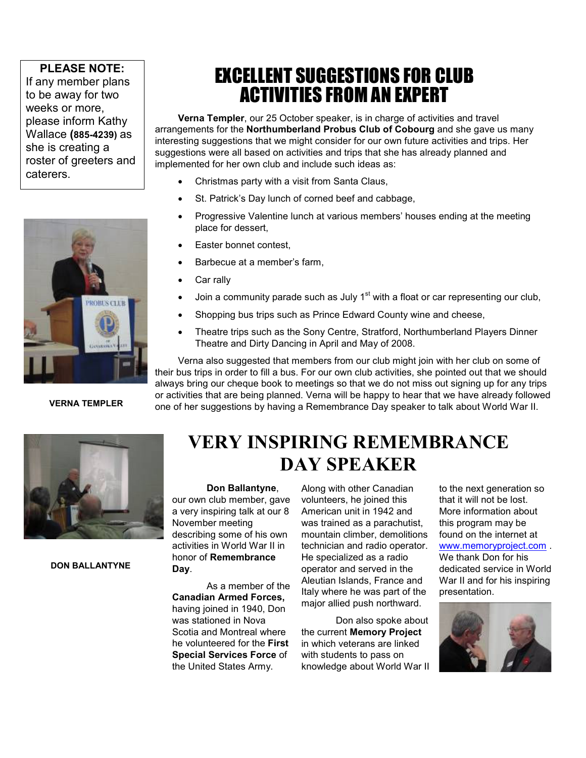**PLEASE NOTE:**
If any member plans to be away for two weeks or more, please inform Kathy Wallace (**885-4239**) as she is creating a roster of greeters and caterers.

# EXCELLENT SUGGESTIONS FOR CLUB ACTIVITIES FROM AN EXPERT

**Verna Templer**, our 25 October speaker, is in charge of activities and travel arrangements for the **Northumberland Probus Club of Cobourg** and she gave us many interesting suggestions that we might consider for our own future activities and trips. Her suggestions were all based on activities and trips that she has already planned and implemented for her own club and include such ideas as:

- Christmas party with a visit from Santa Claus,
- St. Patrick's Day lunch of corned beef and cabbage,
- Progressive Valentine lunch at various members' houses ending at the meeting place for dessert,
- Easter bonnet contest,
- Barbecue at a member's farm,
- Car rally
- Join a community parade such as July 1st with a float or car representing our club,
- Shopping bus trips such as Prince Edward County wine and cheese,
- Theatre trips such as the Sony Centre, Stratford, Northumberland Players Dinner Theatre and Dirty Dancing in April and May of 2008.

Verna also suggested that members from our club might join with her club on some of their bus trips in order to fill a bus. For our own club activities, she pointed out that we should always bring our cheque book to meetings so that we do not miss out signing up for any trips or activities that are being planned. Verna will be happy to hear that we have already followed one of her suggestions by having a Remembrance Day speaker to talk about World War II.

**VERNA TEMPLER**

# VERY INSPIRING REMEMBRANCE DAY SPEAKER

**Don Ballantyne**, our own club member, gave a very inspiring talk at our 8 November meeting describing some of his own activities in World War II in honor of **Remembrance Day**.

As a member of the **Canadian Armed Forces,** having joined in 1940, Don was stationed in Nova Scotia and Montreal where he volunteered for the **First Special Services Force** of the United States Army. Along with other Canadian volunteers, he joined this American unit in 1942 and was trained as a parachutist, mountain climber, demolitions technician and radio operator. He specialized as a radio operator and served in the Aleutian Islands, France and Italy where he was part of the major allied push northward.

Don also spoke about the current **Memory Project** in which veterans are linked with students to pass on knowledge about World War II to the next generation so that it will not be lost. More information about this program may be found on the internet at www.memoryproject.com . We thank Don for his dedicated service in World War II and for his inspiring presentation.

**DON BALLANTYNE**